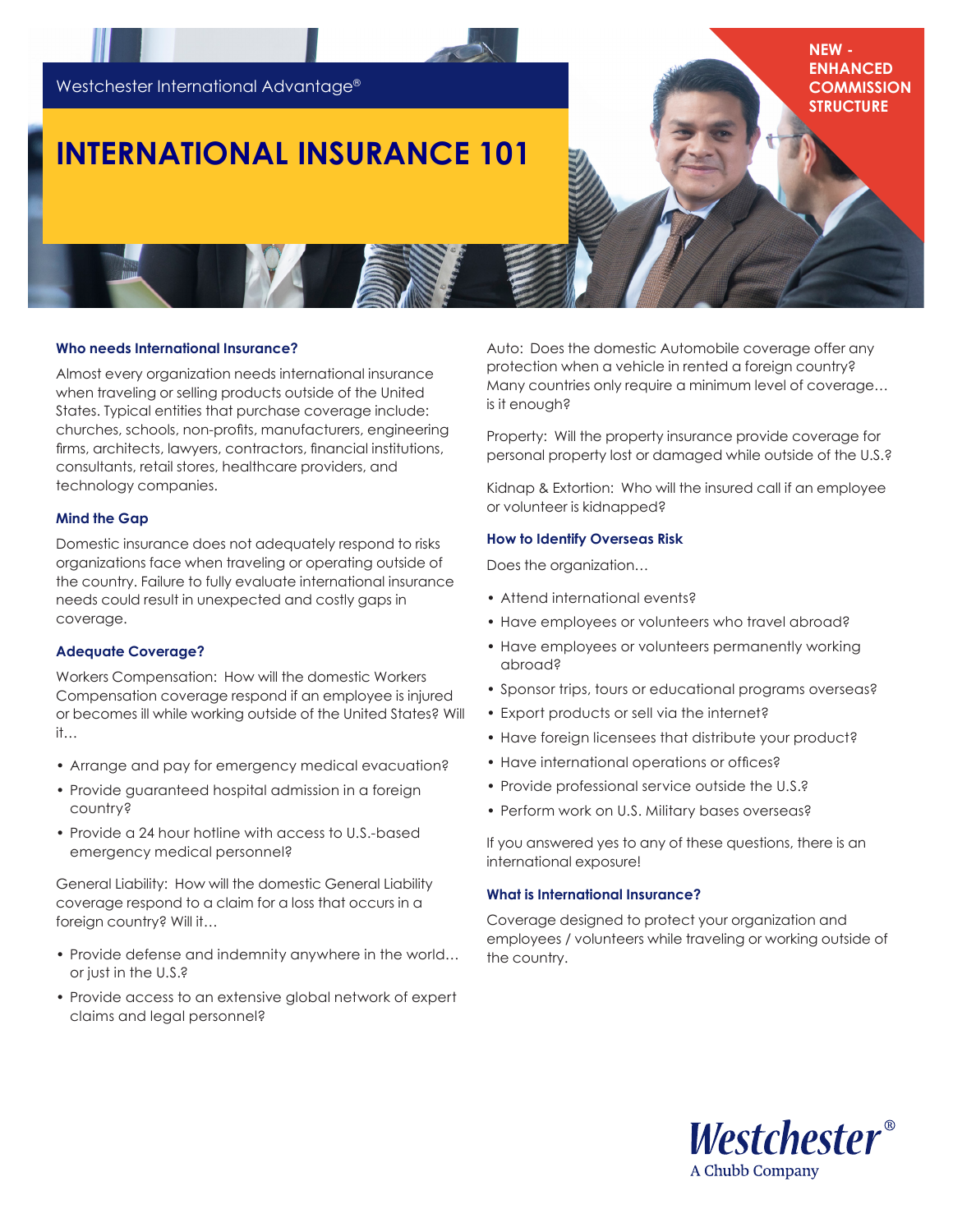Westchester International Advantage®

# INTERNATIONAL INSURANCE 101

NEW - ENHANCED COMMISSION STRUCTURE

### Who needs International Insurance?

Almost every organization needs international insurance when traveling or selling products outside of the United States. Typical entities that purchase coverage include: churches, schools, non-profits, manufacturers, engineering firms, architects, lawyers, contractors, financial institutions, consultants, retail stores, healthcare providers, and technology companies.

### Mind the Gap

Domestic insurance does not adequately respond to risks organizations face when traveling or operating outside of the country. Failure to fully evaluate international insurance needs could result in unexpected and costly gaps in coverage.

### Adequate Coverage?

Workers Compensation: How will the domestic Workers Compensation coverage respond if an employee is injured or becomes ill while working outside of the United States? Will it…

- Arrange and pay for emergency medical evacuation?
- Provide guaranteed hospital admission in a foreign country?
- Provide a 24 hour hotline with access to U.S.-based emergency medical personnel?

General Liability: How will the domestic General Liability coverage respond to a claim for a loss that occurs in a foreign country? Will it…

- Provide defense and indemnity anywhere in the world… or just in the U.S.?
- Provide access to an extensive global network of expert claims and legal personnel?

Auto: Does the domestic Automobile coverage offer any protection when a vehicle in rented a foreign country? Many countries only require a minimum level of coverage… is it enough?

Property: Will the property insurance provide coverage for personal property lost or damaged while outside of the U.S.?

Kidnap & Extortion: Who will the insured call if an employee or volunteer is kidnapped?

### How to Identify Overseas Risk

Does the organization…

- Attend international events?
- Have employees or volunteers who travel abroad?
- Have employees or volunteers permanently working abroad?
- Sponsor trips, tours or educational programs overseas?
- Export products or sell via the internet?
- Have foreign licensees that distribute your product?
- Have international operations or offices?
- Provide professional service outside the U.S.?
- Perform work on U.S. Military bases overseas?

If you answered yes to any of these questions, there is an international exposure!

### What is International Insurance?

Coverage designed to protect your organization and employees / volunteers while traveling or working outside of the country.

Westchester®
A Chubb Company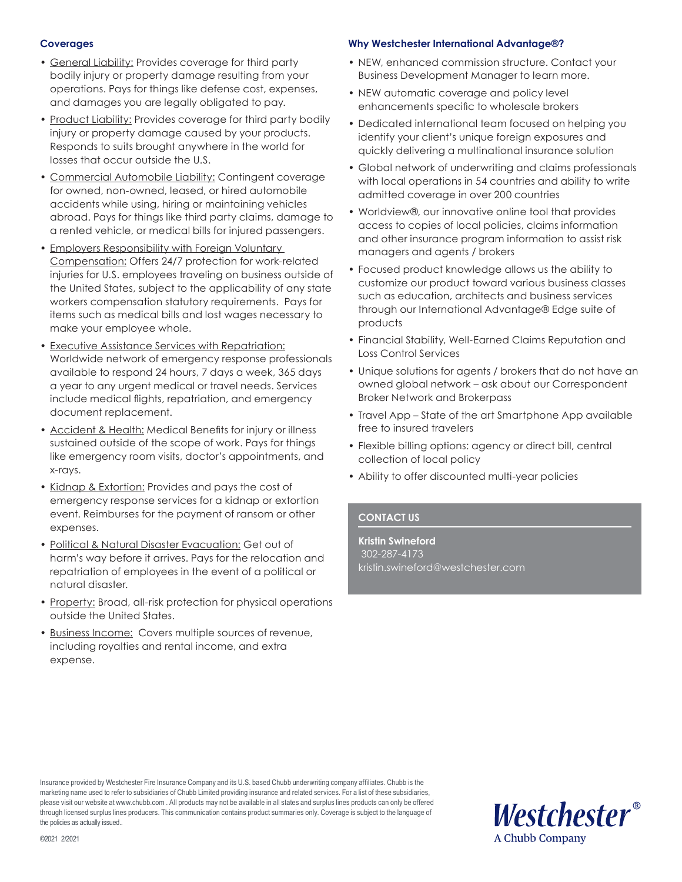### Coverages

- General Liability: Provides coverage for third party bodily injury or property damage resulting from your operations. Pays for things like defense cost, expenses, and damages you are legally obligated to pay.
- Product Liability: Provides coverage for third party bodily injury or property damage caused by your products. Responds to suits brought anywhere in the world for losses that occur outside the U.S.
- Commercial Automobile Liability: Contingent coverage for owned, non-owned, leased, or hired automobile accidents while using, hiring or maintaining vehicles abroad. Pays for things like third party claims, damage to a rented vehicle, or medical bills for injured passengers.
- Employers Responsibility with Foreign Voluntary Compensation: Offers 24/7 protection for work-related injuries for U.S. employees traveling on business outside of the United States, subject to the applicability of any state workers compensation statutory requirements. Pays for items such as medical bills and lost wages necessary to make your employee whole.
- Executive Assistance Services with Repatriation: Worldwide network of emergency response professionals available to respond 24 hours, 7 days a week, 365 days a year to any urgent medical or travel needs. Services include medical flights, repatriation, and emergency document replacement.
- Accident & Health: Medical Benefits for injury or illness sustained outside of the scope of work. Pays for things like emergency room visits, doctor's appointments, and x-rays.
- Kidnap & Extortion: Provides and pays the cost of emergency response services for a kidnap or extortion event. Reimburses for the payment of ransom or other expenses.
- Political & Natural Disaster Evacuation: Get out of harm's way before it arrives. Pays for the relocation and repatriation of employees in the event of a political or natural disaster.
- Property: Broad, all-risk protection for physical operations outside the United States.
- Business Income: Covers multiple sources of revenue, including royalties and rental income, and extra expense.

### Why Westchester International Advantage®?

- NEW, enhanced commission structure. Contact your Business Development Manager to learn more.
- NEW automatic coverage and policy level enhancements specific to wholesale brokers
- Dedicated international team focused on helping you identify your client's unique foreign exposures and quickly delivering a multinational insurance solution
- Global network of underwriting and claims professionals with local operations in 54 countries and ability to write admitted coverage in over 200 countries
- Worldview®, our innovative online tool that provides access to copies of local policies, claims information and other insurance program information to assist risk managers and agents / brokers
- Focused product knowledge allows us the ability to customize our product toward various business classes such as education, architects and business services through our International Advantage® Edge suite of products
- Financial Stability, Well-Earned Claims Reputation and Loss Control Services
- Unique solutions for agents / brokers that do not have an owned global network – ask about our Correspondent Broker Network and Brokerpass
- Travel App – State of the art Smartphone App available free to insured travelers
- Flexible billing options: agency or direct bill, central collection of local policy
- Ability to offer discounted multi-year policies

### CONTACT US

**Kristin Swineford**
302-287-4173
kristin.swineford@westchester.com

Insurance provided by Westchester Fire Insurance Company and its U.S. based Chubb underwriting company affiliates. Chubb is the marketing name used to refer to subsidiaries of Chubb Limited providing insurance and related services. For a list of these subsidiaries, please visit our website at www.chubb.com . All products may not be available in all states and surplus lines products can only be offered through licensed surplus lines producers. This communication contains product summaries only. Coverage is subject to the language of the policies as actually issued..

©2021 2/2021

Westchester® A Chubb Company